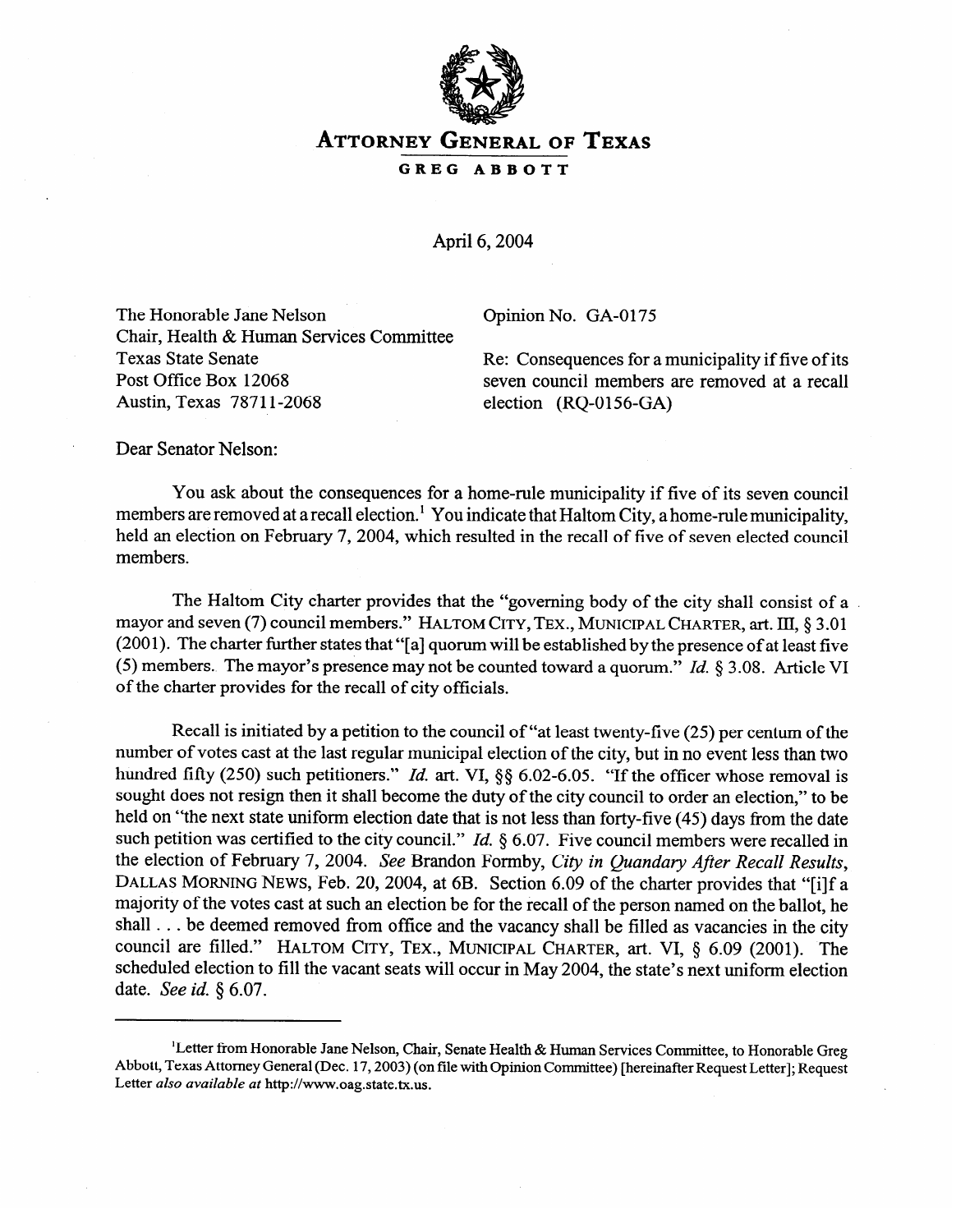# ATTORNEY GENERAL OF TEXAS

## GREG ABBOTT

April 6, 2004

The Honorable Jane Nelson
Chair, Health & Human Services Committee
Texas State Senate
Post Office Box 12068
Austin, Texas 78711-2068

Opinion No. GA-0175

Re: Consequences for a municipality if five of its seven council members are removed at a recall election (RQ-0156-GA)

Dear Senator Nelson:

You ask about the consequences for a home-rule municipality if five of its seven council members are removed at a recall election.[1] You indicate that Haltom City, a home-rule municipality, held an election on February 7, 2004, which resulted in the recall of five of seven elected council members.

The Haltom City charter provides that the "governing body of the city shall consist of a mayor and seven (7) council members." HALTOM CITY, TEX., MUNICIPAL CHARTER, art. III, § 3.01 (2001). The charter further states that "[a] quorum will be established by the presence of at least five (5) members. The mayor's presence may not be counted toward a quorum." *Id.* § 3.08. Article VI of the charter provides for the recall of city officials.

Recall is initiated by a petition to the council of "at least twenty-five (25) per centum of the number of votes cast at the last regular municipal election of the city, but in no event less than two hundred fifty (250) such petitioners." *Id.* art. VI, §§ 6.02-6.05. "If the officer whose removal is sought does not resign then it shall become the duty of the city council to order an election," to be held on "the next state uniform election date that is not less than forty-five (45) days from the date such petition was certified to the city council." *Id.* § 6.07. Five council members were recalled in the election of February 7, 2004. *See* Brandon Formby, *City in Quandary After Recall Results*, DALLAS MORNING NEWS, Feb. 20, 2004, at 6B. Section 6.09 of the charter provides that "[i]f a majority of the votes cast at such an election be for the recall of the person named on the ballot, he shall . . . be deemed removed from office and the vacancy shall be filled as vacancies in the city council are filled." HALTOM CITY, TEX., MUNICIPAL CHARTER, art. VI, § 6.09 (2001). The scheduled election to fill the vacant seats will occur in May 2004, the state's next uniform election date. *See id.* § 6.07.

---

[1] Letter from Honorable Jane Nelson, Chair, Senate Health & Human Services Committee, to Honorable Greg Abbott, Texas Attorney General (Dec. 17, 2003) (on file with Opinion Committee) [hereinafter Request Letter]; Request Letter *also available at* http://www.oag.state.tx.us.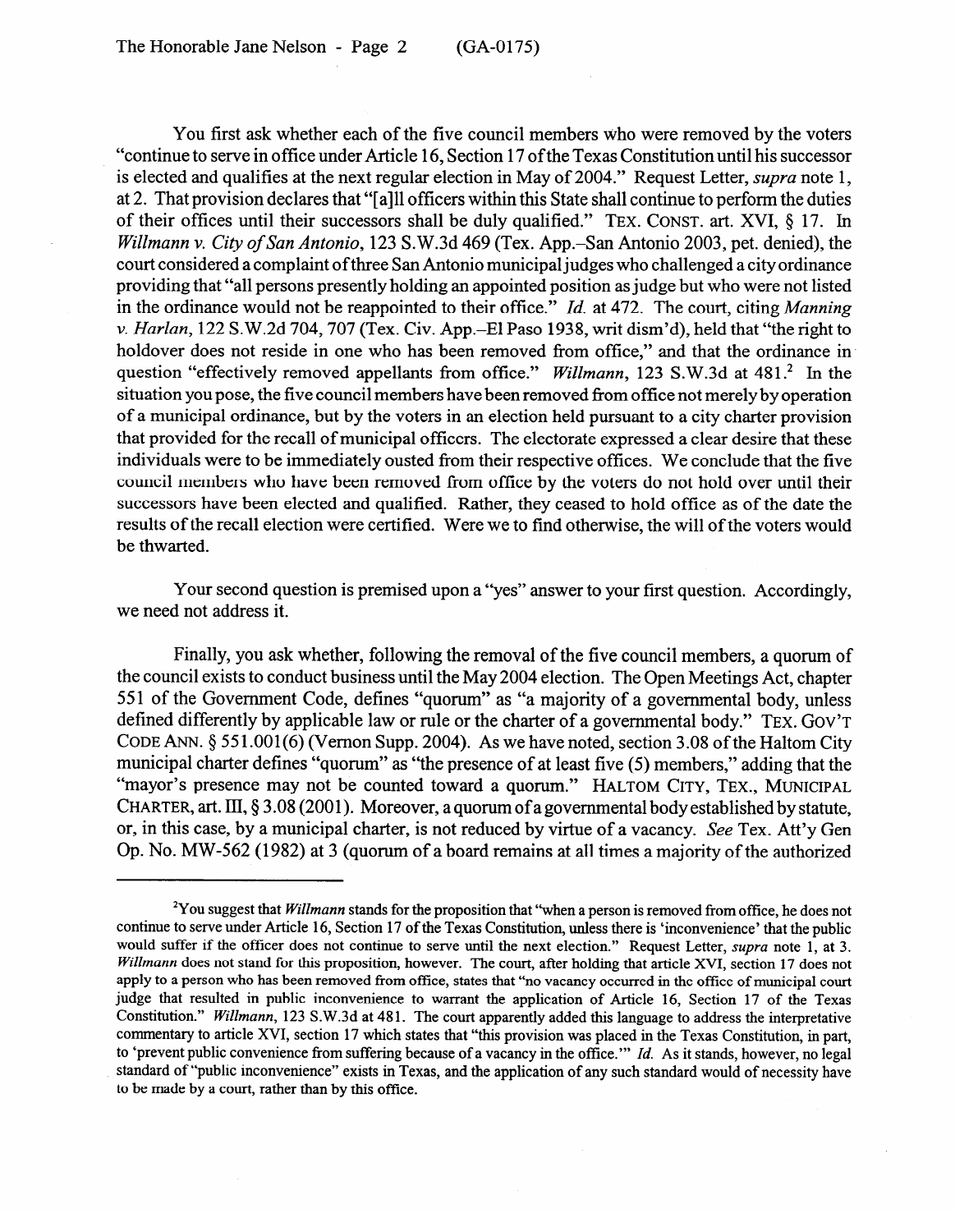You first ask whether each of the five council members who were removed by the voters "continue to serve in office under Article 16, Section 17 of the Texas Constitution until his successor is elected and qualifies at the next regular election in May of 2004." Request Letter, *supra* note 1, at 2. That provision declares that "[a]ll officers within this State shall continue to perform the duties of their offices until their successors shall be duly qualified." TEX. CONST. art. XVI, § 17. In *Willmann v. City of San Antonio*, 123 S.W.3d 469 (Tex. App.–San Antonio 2003, pet. denied), the court considered a complaint of three San Antonio municipal judges who challenged a city ordinance providing that "all persons presently holding an appointed position as judge but who were not listed in the ordinance would not be reappointed to their office." *Id.* at 472. The court, citing *Manning v. Harlan*, 122 S.W.2d 704, 707 (Tex. Civ. App.–El Paso 1938, writ dism'd), held that "the right to holdover does not reside in one who has been removed from office," and that the ordinance in question "effectively removed appellants from office." *Willmann*, 123 S.W.3d at 481.[2] In the situation you pose, the five council members have been removed from office not merely by operation of a municipal ordinance, but by the voters in an election held pursuant to a city charter provision that provided for the recall of municipal officers. The electorate expressed a clear desire that these individuals were to be immediately ousted from their respective offices. We conclude that the five council members who have been removed from office by the voters do not hold over until their successors have been elected and qualified. Rather, they ceased to hold office as of the date the results of the recall election were certified. Were we to find otherwise, the will of the voters would be thwarted.

Your second question is premised upon a "yes" answer to your first question. Accordingly, we need not address it.

Finally, you ask whether, following the removal of the five council members, a quorum of the council exists to conduct business until the May 2004 election. The Open Meetings Act, chapter 551 of the Government Code, defines "quorum" as "a majority of a governmental body, unless defined differently by applicable law or rule or the charter of a governmental body." TEX. GOV'T CODE ANN. § 551.001(6) (Vernon Supp. 2004). As we have noted, section 3.08 of the Haltom City municipal charter defines "quorum" as "the presence of at least five (5) members," adding that the "mayor's presence may not be counted toward a quorum." HALTOM CITY, TEX., MUNICIPAL CHARTER, art. III, § 3.08 (2001). Moreover, a quorum of a governmental body established by statute, or, in this case, by a municipal charter, is not reduced by virtue of a vacancy. *See* Tex. Att'y Gen Op. No. MW-562 (1982) at 3 (quorum of a board remains at all times a majority of the authorized

---

[2]You suggest that *Willmann* stands for the proposition that "when a person is removed from office, he does not continue to serve under Article 16, Section 17 of the Texas Constitution, unless there is 'inconvenience' that the public would suffer if the officer does not continue to serve until the next election." Request Letter, *supra* note 1, at 3. *Willmann* does not stand for this proposition, however. The court, after holding that article XVI, section 17 does not apply to a person who has been removed from office, states that "no vacancy occurred in the office of municipal court judge that resulted in public inconvenience to warrant the application of Article 16, Section 17 of the Texas Constitution." *Willmann*, 123 S.W.3d at 481. The court apparently added this language to address the interpretative commentary to article XVI, section 17 which states that "this provision was placed in the Texas Constitution, in part, to 'prevent public convenience from suffering because of a vacancy in the office.'" *Id.* As it stands, however, no legal standard of "public inconvenience" exists in Texas, and the application of any such standard would of necessity have to be made by a court, rather than by this office.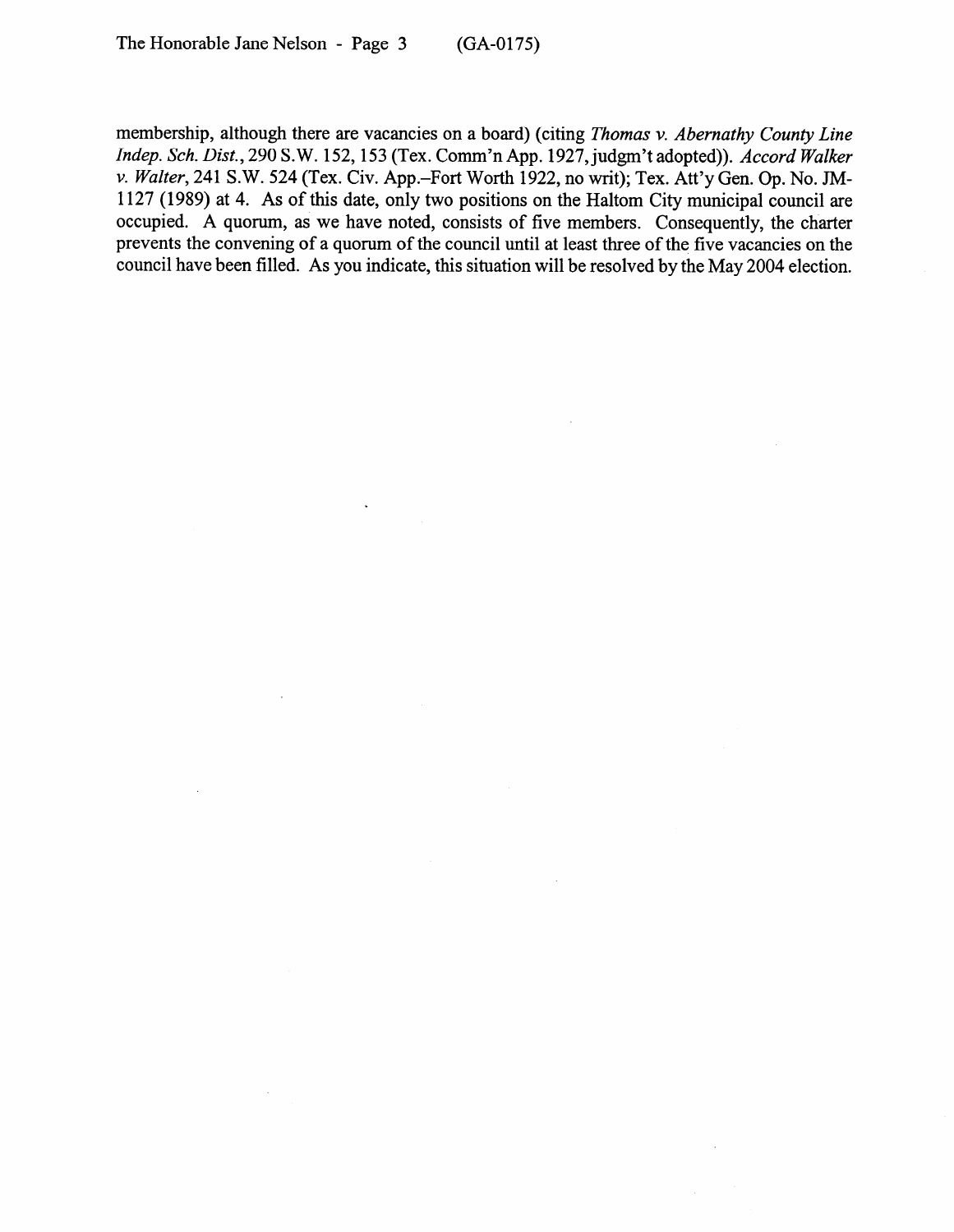membership, although there are vacancies on a board) (citing *Thomas v. Abernathy County Line Indep. Sch. Dist.*, 290 S.W. 152, 153 (Tex. Comm'n App. 1927, judgm't adopted)). *Accord Walker v. Walter*, 241 S.W. 524 (Tex. Civ. App.–Fort Worth 1922, no writ); Tex. Att'y Gen. Op. No. JM-1127 (1989) at 4. As of this date, only two positions on the Haltom City municipal council are occupied. A quorum, as we have noted, consists of five members. Consequently, the charter prevents the convening of a quorum of the council until at least three of the five vacancies on the council have been filled. As you indicate, this situation will be resolved by the May 2004 election.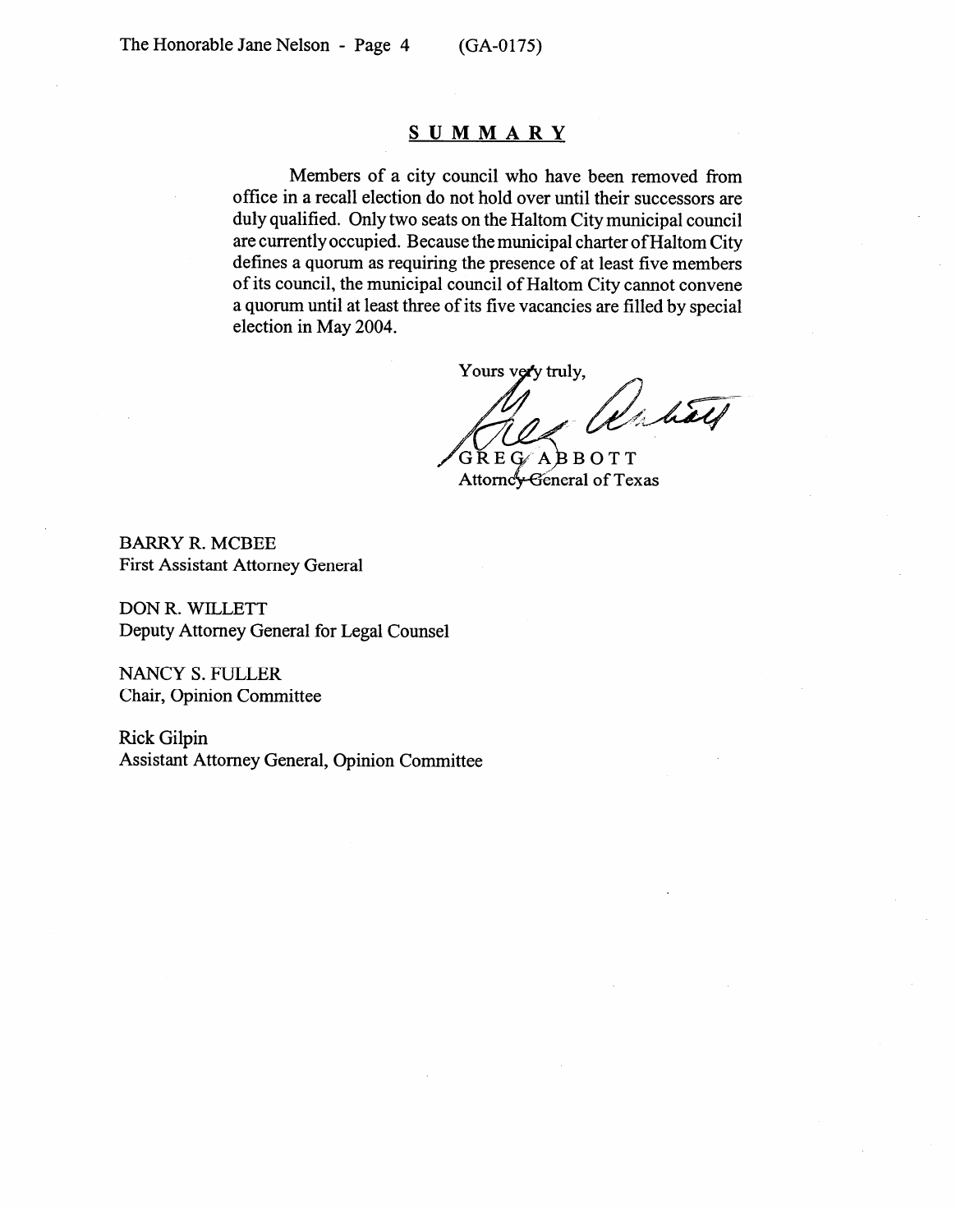## SUMMARY

Members of a city council who have been removed from office in a recall election do not hold over until their successors are duly qualified. Only two seats on the Haltom City municipal council are currently occupied. Because the municipal charter of Haltom City defines a quorum as requiring the presence of at least five members of its council, the municipal council of Haltom City cannot convene a quorum until at least three of its five vacancies are filled by special election in May 2004.

Yours very truly,

GREG ABBOTT
Attorney General of Texas

BARRY R. MCBEE
First Assistant Attorney General

DON R. WILLETT
Deputy Attorney General for Legal Counsel

NANCY S. FULLER
Chair, Opinion Committee

Rick Gilpin
Assistant Attorney General, Opinion Committee